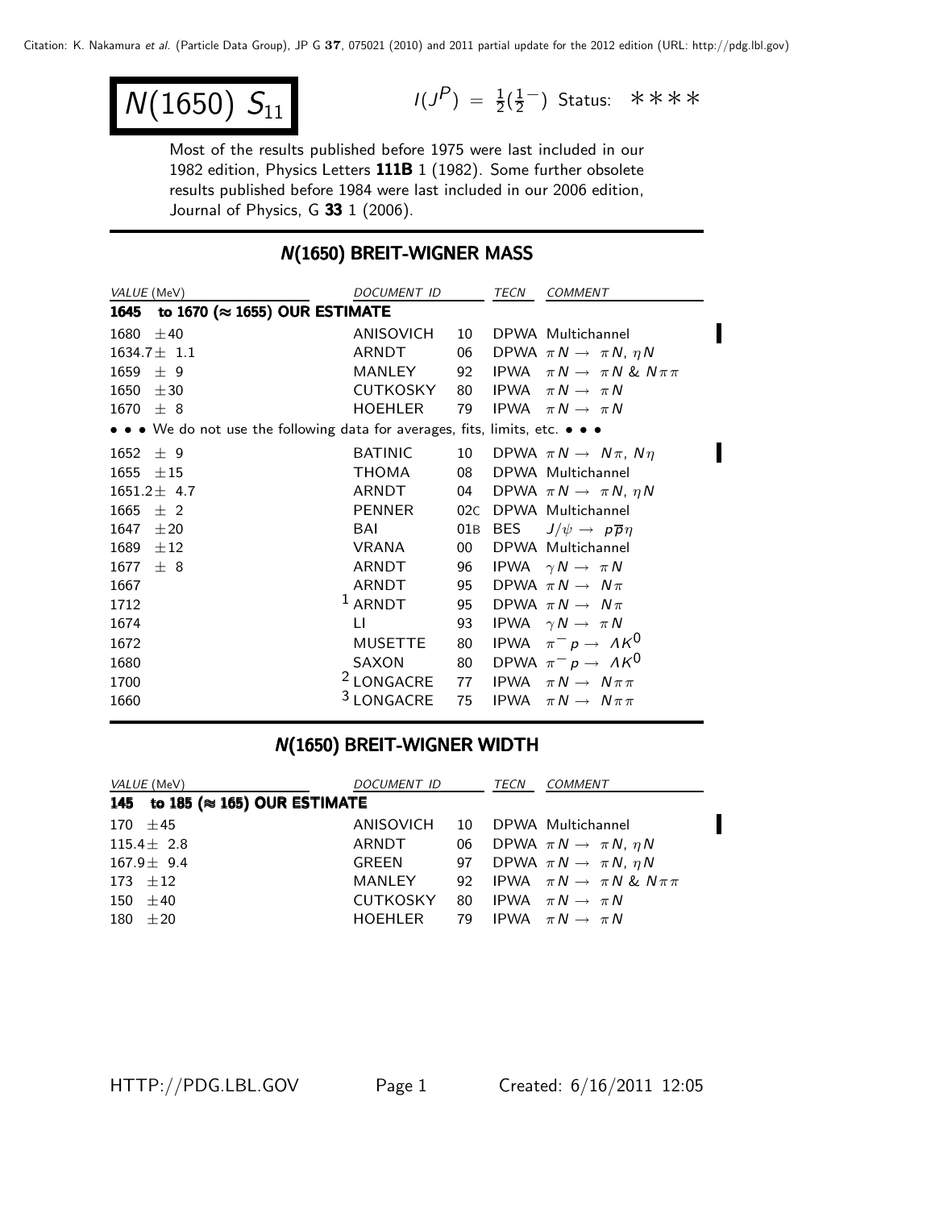# $N(1650)\ S_{11}$

$I(J^P) = \frac{1}{2}(\frac{1}{2}^-)$ Status: ∗∗∗∗

Most of the results published before 1975 were last included in our 1982 edition, Physics Letters **111B** 1 (1982). Some further obsolete results published before 1984 were last included in our 2006 edition, Journal of Physics, G **33** 1 (2006).

## N(1650) BREIT-WIGNER MASS

| VALUE (MeV) | DOCUMENT ID | | TECN | COMMENT |
|---|---|---|---|---|
| **1645 to 1670 (≈ 1655) OUR ESTIMATE** | | | | |
| 1680 ±40 | ANISOVICH | 10 | DPWA | Multichannel |
| 1634.7± 1.1 | ARNDT | 06 | DPWA | $\pi N \to \pi N, \eta N$ |
| 1659 ± 9 | MANLEY | 92 | IPWA | $\pi N \to \pi N$ & $N \pi\pi$ |
| 1650 ±30 | CUTKOSKY | 80 | IPWA | $\pi N \to \pi N$ |
| 1670 ± 8 | HOEHLER | 79 | IPWA | $\pi N \to \pi N$ |
| • • • We do not use the following data for averages, fits, limits, etc. • • • | | | | |
| 1652 ± 9 | BATINIC | 10 | DPWA | $\pi N \to N\pi, N\eta$ |
| 1655 ±15 | THOMA | 08 | DPWA | Multichannel |
| 1651.2± 4.7 | ARNDT | 04 | DPWA | $\pi N \to \pi N, \eta N$ |
| 1665 ± 2 | PENNER | 02C | DPWA | Multichannel |
| 1647 ±20 | BAI | 01B | BES | $J/\psi \to p \overline{p} \eta$ |
| 1689 ±12 | VRANA | 00 | DPWA | Multichannel |
| 1677 ± 8 | ARNDT | 96 | IPWA | $\gamma N \to \pi N$ |
| 1667 | ARNDT | 95 | DPWA | $\pi N \to N\pi$ |
| 1712 | [1] ARNDT | 95 | DPWA | $\pi N \to N\pi$ |
| 1674 | LI | 93 | IPWA | $\gamma N \to \pi N$ |
| 1672 | MUSETTE | 80 | IPWA | $\pi^- p \to \Lambda K^0$ |
| 1680 | SAXON | 80 | DPWA | $\pi^- p \to \Lambda K^0$ |
| 1700 | [2] LONGACRE | 77 | IPWA | $\pi N \to N \pi\pi$ |
| 1660 | [3] LONGACRE | 75 | IPWA | $\pi N \to N \pi\pi$ |

## N(1650) BREIT-WIGNER WIDTH

| VALUE (MeV) | DOCUMENT ID | | TECN | COMMENT |
|---|---|---|---|---|
| **145 to 185 (≈ 165) OUR ESTIMATE** | | | | |
| 170 ±45 | ANISOVICH | 10 | DPWA | Multichannel |
| 115.4± 2.8 | ARNDT | 06 | DPWA | $\pi N \to \pi N, \eta N$ |
| 167.9± 9.4 | GREEN | 97 | DPWA | $\pi N \to \pi N, \eta N$ |
| 173 ±12 | MANLEY | 92 | IPWA | $\pi N \to \pi N$ & $N \pi\pi$ |
| 150 ±40 | CUTKOSKY | 80 | IPWA | $\pi N \to \pi N$ |
| 180 ±20 | HOEHLER | 79 | IPWA | $\pi N \to \pi N$ |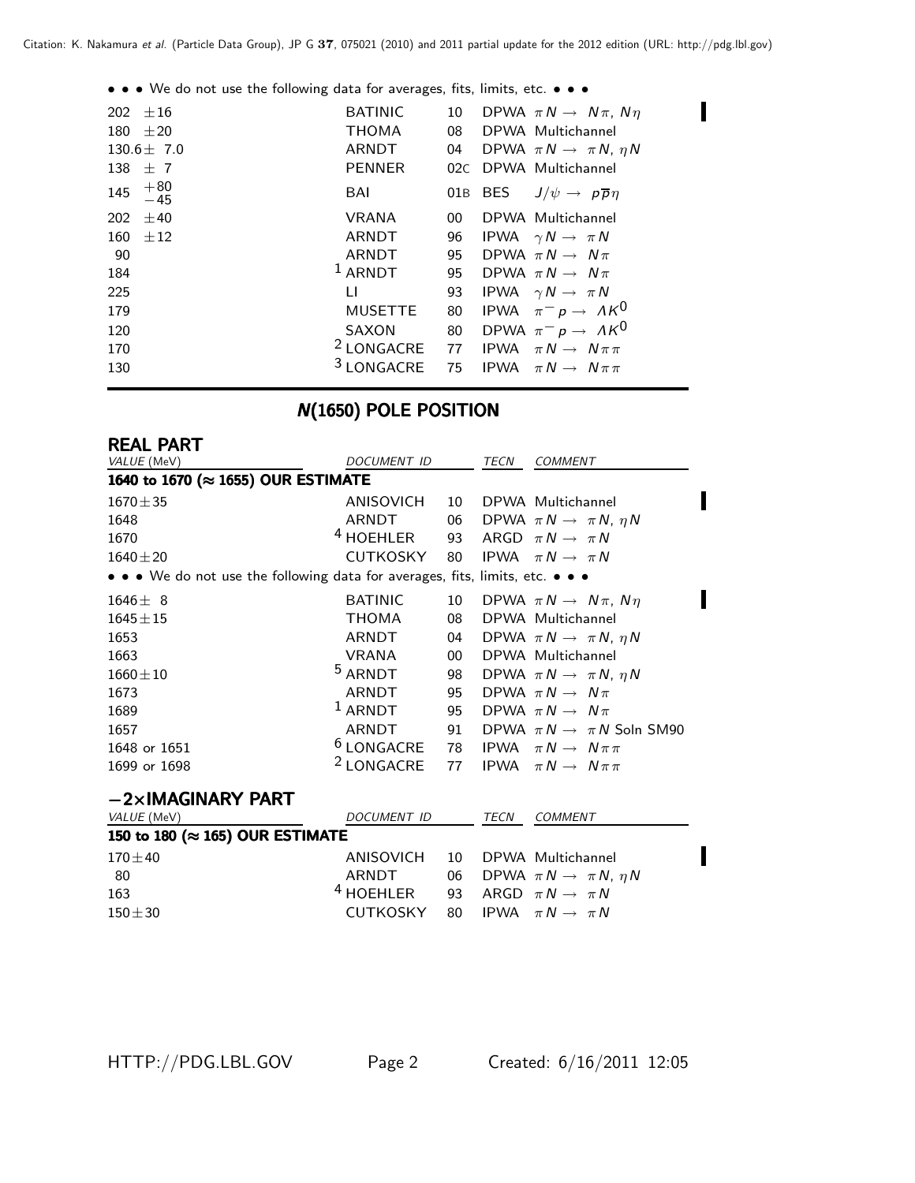• • • We do not use the following data for averages, fits, limits, etc. • • •

| VALUE (MeV) | DOCUMENT ID | | TECN | COMMENT |
|---|---|---|---|---|
| 202 ±16 | BATINIC | 10 | DPWA | $\pi N \to N\pi$, $N\eta$ |
| 180 ±20 | THOMA | 08 | DPWA | Multichannel |
| 130.6± 7.0 | ARNDT | 04 | DPWA | $\pi N \to \pi N$, $\eta N$ |
| 138 ± 7 | PENNER | 02C | DPWA | Multichannel |
| 145 $^{+80}_{-45}$ | BAI | 01B | BES | $J/\psi \to p\overline{p}\eta$ |
| 202 ±40 | VRANA | 00 | DPWA | Multichannel |
| 160 ±12 | ARNDT | 96 | IPWA | $\gamma N \to \pi N$ |
| 90 | ARNDT | 95 | DPWA | $\pi N \to N\pi$ |
| 184 | [1] ARNDT | 95 | DPWA | $\pi N \to N\pi$ |
| 225 | LI | 93 | IPWA | $\gamma N \to \pi N$ |
| 179 | MUSETTE | 80 | IPWA | $\pi^- p \to \Lambda K^0$ |
| 120 | SAXON | 80 | DPWA | $\pi^- p \to \Lambda K^0$ |
| 170 | [2] LONGACRE | 77 | IPWA | $\pi N \to N\pi\pi$ |
| 130 | [3] LONGACRE | 75 | IPWA | $\pi N \to N\pi\pi$ |

## N(1650) POLE POSITION

### REAL PART

| VALUE (MeV) | DOCUMENT ID | | TECN | COMMENT |
|---|---|---|---|---|
| **1640 to 1670 (≈ 1655) OUR ESTIMATE** | | | | |
| 1670±35 | ANISOVICH | 10 | DPWA | Multichannel |
| 1648 | ARNDT | 06 | DPWA | $\pi N \to \pi N$, $\eta N$ |
| 1670 | [4] HOEHLER | 93 | ARGD | $\pi N \to \pi N$ |
| 1640±20 | CUTKOSKY | 80 | IPWA | $\pi N \to \pi N$ |
| • • • We do not use the following data for averages, fits, limits, etc. • • • | | | | |
| 1646± 8 | BATINIC | 10 | DPWA | $\pi N \to N\pi$, $N\eta$ |
| 1645±15 | THOMA | 08 | DPWA | Multichannel |
| 1653 | ARNDT | 04 | DPWA | $\pi N \to \pi N$, $\eta N$ |
| 1663 | VRANA | 00 | DPWA | Multichannel |
| 1660±10 | [5] ARNDT | 98 | DPWA | $\pi N \to \pi N$, $\eta N$ |
| 1673 | ARNDT | 95 | DPWA | $\pi N \to N\pi$ |
| 1689 | [1] ARNDT | 95 | DPWA | $\pi N \to N\pi$ |
| 1657 | ARNDT | 91 | DPWA | $\pi N \to \pi N$ Soln SM90 |
| 1648 or 1651 | [6] LONGACRE | 78 | IPWA | $\pi N \to N\pi\pi$ |
| 1699 or 1698 | [2] LONGACRE | 77 | IPWA | $\pi N \to N\pi\pi$ |

### −2×IMAGINARY PART

| VALUE (MeV) | DOCUMENT ID | | TECN | COMMENT |
|---|---|---|---|---|
| **150 to 180 (≈ 165) OUR ESTIMATE** | | | | |
| 170±40 | ANISOVICH | 10 | DPWA | Multichannel |
| 80 | ARNDT | 06 | DPWA | $\pi N \to \pi N$, $\eta N$ |
| 163 | [4] HOEHLER | 93 | ARGD | $\pi N \to \pi N$ |
| 150±30 | CUTKOSKY | 80 | IPWA | $\pi N \to \pi N$ |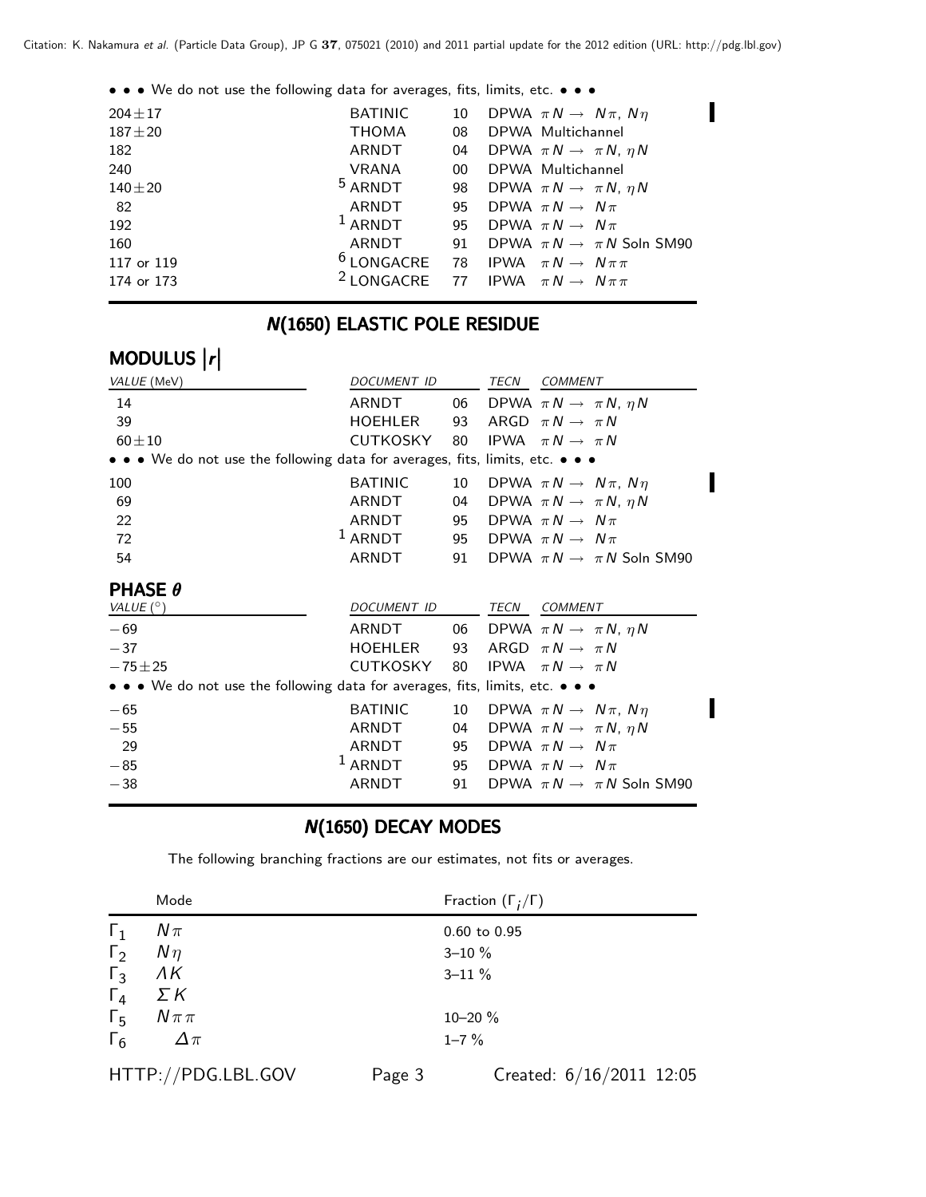• • • We do not use the following data for averages, fits, limits, etc. • • •

| | | | |
|---|---|---|---|
| 204±17 | BATINIC | 10 | DPWA $\pi N \rightarrow N\pi$, $N\eta$ |
| 187±20 | THOMA | 08 | DPWA Multichannel |
| 182 | ARNDT | 04 | DPWA $\pi N \rightarrow \pi N$, $\eta N$ |
| 240 | VRANA | 00 | DPWA Multichannel |
| 140±20 | [5] ARNDT | 98 | DPWA $\pi N \rightarrow \pi N$, $\eta N$ |
| 82 | ARNDT | 95 | DPWA $\pi N \rightarrow N\pi$ |
| 192 | [1] ARNDT | 95 | DPWA $\pi N \rightarrow N\pi$ |
| 160 | ARNDT | 91 | DPWA $\pi N \rightarrow \pi N$ Soln SM90 |
| 117 or 119 | [6] LONGACRE | 78 | IPWA $\pi N \rightarrow N\pi\pi$ |
| 174 or 173 | [2] LONGACRE | 77 | IPWA $\pi N \rightarrow N\pi\pi$ |

## N(1650) ELASTIC POLE RESIDUE

### MODULUS $|r|$

| VALUE (MeV) | DOCUMENT ID | | TECN COMMENT |
|---|---|---|---|
| 14 | ARNDT | 06 | DPWA $\pi N \rightarrow \pi N$, $\eta N$ |
| 39 | HOEHLER | 93 | ARGD $\pi N \rightarrow \pi N$ |
| 60±10 | CUTKOSKY | 80 | IPWA $\pi N \rightarrow \pi N$ |
| • • • We do not use the following data for averages, fits, limits, etc. • • • | | | |
| 100 | BATINIC | 10 | DPWA $\pi N \rightarrow N\pi$, $N\eta$ |
| 69 | ARNDT | 04 | DPWA $\pi N \rightarrow \pi N$, $\eta N$ |
| 22 | ARNDT | 95 | DPWA $\pi N \rightarrow N\pi$ |
| 72 | [1] ARNDT | 95 | DPWA $\pi N \rightarrow N\pi$ |
| 54 | ARNDT | 91 | DPWA $\pi N \rightarrow \pi N$ Soln SM90 |

### PHASE $\theta$

| VALUE (°) | DOCUMENT ID | | TECN COMMENT |
|---|---|---|---|
| −69 | ARNDT | 06 | DPWA $\pi N \rightarrow \pi N$, $\eta N$ |
| −37 | HOEHLER | 93 | ARGD $\pi N \rightarrow \pi N$ |
| −75±25 | CUTKOSKY | 80 | IPWA $\pi N \rightarrow \pi N$ |
| • • • We do not use the following data for averages, fits, limits, etc. • • • | | | |
| −65 | BATINIC | 10 | DPWA $\pi N \rightarrow N\pi$, $N\eta$ |
| −55 | ARNDT | 04 | DPWA $\pi N \rightarrow \pi N$, $\eta N$ |
| 29 | ARNDT | 95 | DPWA $\pi N \rightarrow N\pi$ |
| −85 | [1] ARNDT | 95 | DPWA $\pi N \rightarrow N\pi$ |
| −38 | ARNDT | 91 | DPWA $\pi N \rightarrow \pi N$ Soln SM90 |

## N(1650) DECAY MODES

The following branching fractions are our estimates, not fits or averages.

| | Mode | Fraction $(\Gamma_i/\Gamma)$ |
|---|---|---|
| $\Gamma_1$ | $N\pi$ | 0.60 to 0.95 |
| $\Gamma_2$ | $N\eta$ | 3–10 % |
| $\Gamma_3$ | $\Lambda K$ | 3–11 % |
| $\Gamma_4$ | $\Sigma K$ | |
| $\Gamma_5$ | $N\pi\pi$ | 10–20 % |
| $\Gamma_6$ | $\Delta\pi$ | 1–7 % |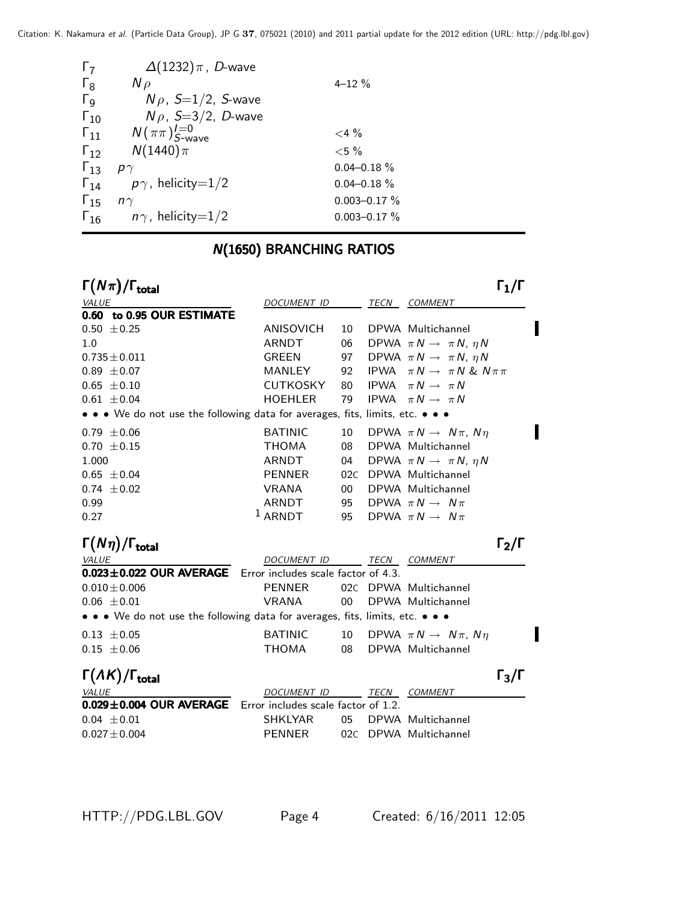| | | |
|---|---|---|
| $\Gamma_7$ | $\Delta(1232)\pi$, $D$-wave | |
| $\Gamma_8$ | $N\rho$ | 4–12 % |
| $\Gamma_9$ | $N\rho$, $S$=1/2, $S$-wave | |
| $\Gamma_{10}$ | $N\rho$, $S$=3/2, $D$-wave | |
| $\Gamma_{11}$ | $N(\pi\pi)^{I=0}_{S\text{-wave}}$ | <4 % |
| $\Gamma_{12}$ | $N(1440)\pi$ | <5 % |
| $\Gamma_{13}$ | $p\gamma$ | 0.04–0.18 % |
| $\Gamma_{14}$ | $p\gamma$, helicity=1/2 | 0.04–0.18 % |
| $\Gamma_{15}$ | $n\gamma$ | 0.003–0.17 % |
| $\Gamma_{16}$ | $n\gamma$, helicity=1/2 | 0.003–0.17 % |

## N(1650) BRANCHING RATIOS

### $\Gamma(N\pi)/\Gamma_{\text{total}}$ — $\Gamma_1/\Gamma$

| VALUE | DOCUMENT ID | | TECN | COMMENT |
|---|---|---|---|---|
| **0.60 to 0.95 OUR ESTIMATE** | | | | |
| 0.50 ±0.25 | ANISOVICH | 10 | DPWA | Multichannel |
| 1.0 | ARNDT | 06 | DPWA | $\pi N \to \pi N$, $\eta N$ |
| 0.735±0.011 | GREEN | 97 | DPWA | $\pi N \to \pi N$, $\eta N$ |
| 0.89 ±0.07 | MANLEY | 92 | IPWA | $\pi N \to \pi N$ & $N\pi\pi$ |
| 0.65 ±0.10 | CUTKOSKY | 80 | IPWA | $\pi N \to \pi N$ |
| 0.61 ±0.04 | HOEHLER | 79 | IPWA | $\pi N \to \pi N$ |
| • • • We do not use the following data for averages, fits, limits, etc. • • • | | | | |
| 0.79 ±0.06 | BATINIC | 10 | DPWA | $\pi N \to N\pi$, $N\eta$ |
| 0.70 ±0.15 | THOMA | 08 | DPWA | Multichannel |
| 1.000 | ARNDT | 04 | DPWA | $\pi N \to \pi N$, $\eta N$ |
| 0.65 ±0.04 | PENNER | 02C | DPWA | Multichannel |
| 0.74 ±0.02 | VRANA | 00 | DPWA | Multichannel |
| 0.99 | ARNDT | 95 | DPWA | $\pi N \to N\pi$ |
| 0.27 | [1] ARNDT | 95 | DPWA | $\pi N \to N\pi$ |

### $\Gamma(N\eta)/\Gamma_{\text{total}}$ — $\Gamma_2/\Gamma$

| VALUE | DOCUMENT ID | | TECN | COMMENT |
|---|---|---|---|---|
| **0.023±0.022 OUR AVERAGE** | Error includes scale factor of 4.3. | | | |
| 0.010±0.006 | PENNER | 02C | DPWA | Multichannel |
| 0.06 ±0.01 | VRANA | 00 | DPWA | Multichannel |
| • • • We do not use the following data for averages, fits, limits, etc. • • • | | | | |
| 0.13 ±0.05 | BATINIC | 10 | DPWA | $\pi N \to N\pi$, $N\eta$ |
| 0.15 ±0.06 | THOMA | 08 | DPWA | Multichannel |

### $\Gamma(\Lambda K)/\Gamma_{\text{total}}$ — $\Gamma_3/\Gamma$

| VALUE | DOCUMENT ID | | TECN | COMMENT |
|---|---|---|---|---|
| **0.029±0.004 OUR AVERAGE** | Error includes scale factor of 1.2. | | | |
| 0.04 ±0.01 | SHKLYAR | 05 | DPWA | Multichannel |
| 0.027±0.004 | PENNER | 02C | DPWA | Multichannel |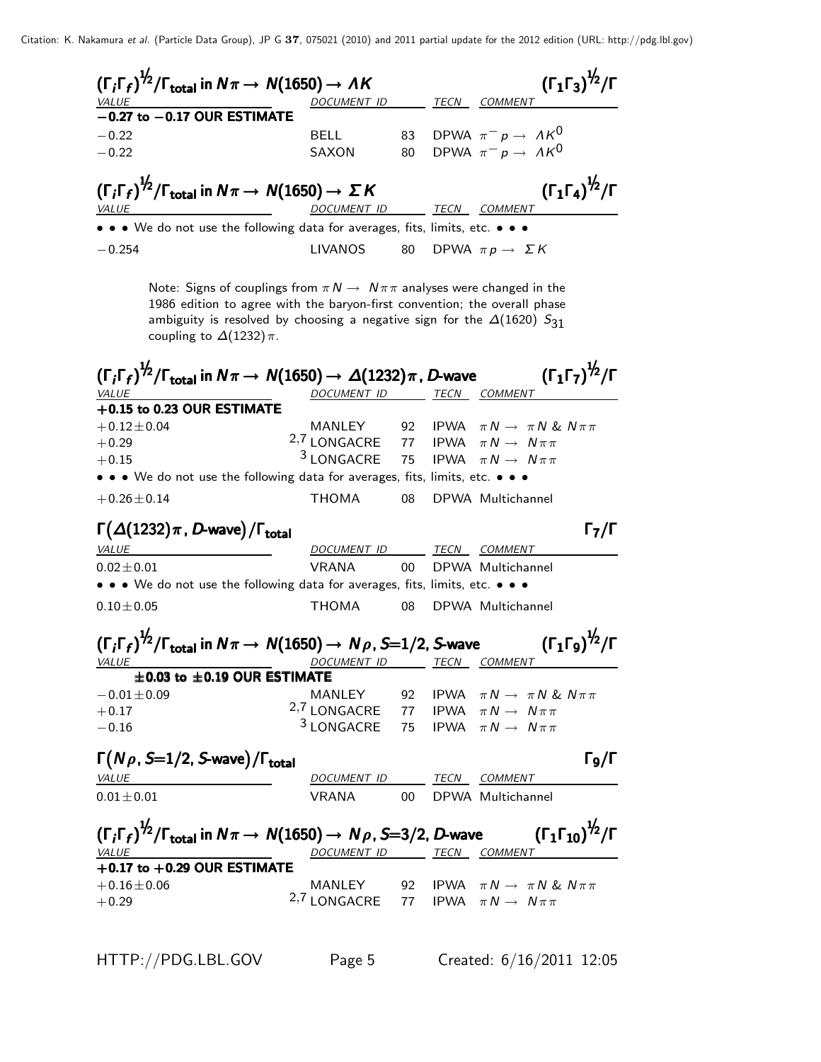### $(\Gamma_i \Gamma_f)^{1/2}/\Gamma_{total}$ in $N\pi \rightarrow N(1650) \rightarrow \Lambda K$ $(\Gamma_1 \Gamma_3)^{1/2}/\Gamma$

| VALUE | DOCUMENT ID | TECN | COMMENT |
|---|---|---|---|
| **−0.27 to −0.17 OUR ESTIMATE** | | | |
| −0.22 | BELL 83 | DPWA | $\pi^- p \rightarrow \Lambda K^0$ |
| −0.22 | SAXON 80 | DPWA | $\pi^- p \rightarrow \Lambda K^0$ |

### $(\Gamma_i \Gamma_f)^{1/2}/\Gamma_{total}$ in $N\pi \rightarrow N(1650) \rightarrow \Sigma K$ $(\Gamma_1 \Gamma_4)^{1/2}/\Gamma$

| VALUE | DOCUMENT ID | TECN | COMMENT |
|---|---|---|---|
| • • • We do not use the following data for averages, fits, limits, etc. • • • | | | |
| −0.254 | LIVANOS 80 | DPWA | $\pi p \rightarrow \Sigma K$ |

Note: Signs of couplings from $\pi N \rightarrow N\pi\pi$ analyses were changed in the 1986 edition to agree with the baryon-first convention; the overall phase ambiguity is resolved by choosing a negative sign for the $\Delta(1620)$ $S_{31}$ coupling to $\Delta(1232)\pi$.

### $(\Gamma_i \Gamma_f)^{1/2}/\Gamma_{total}$ in $N\pi \rightarrow N(1650) \rightarrow \Delta(1232)\pi$, *D*-wave $(\Gamma_1 \Gamma_7)^{1/2}/\Gamma$

| VALUE | DOCUMENT ID | TECN | COMMENT |
|---|---|---|---|
| **+0.15 to 0.23 OUR ESTIMATE** | | | |
| +0.12±0.04 | MANLEY 92 | IPWA | $\pi N \rightarrow \pi N$ & $N\pi\pi$ |
| +0.29 | [2,7] LONGACRE 77 | IPWA | $\pi N \rightarrow N\pi\pi$ |
| +0.15 | [3] LONGACRE 75 | IPWA | $\pi N \rightarrow N\pi\pi$ |
| • • • We do not use the following data for averages, fits, limits, etc. • • • | | | |
| +0.26±0.14 | THOMA 08 | DPWA | Multichannel |

### $\Gamma(\Delta(1232)\pi$, *D*-wave$)/\Gamma_{total}$ $\Gamma_7/\Gamma$

| VALUE | DOCUMENT ID | TECN | COMMENT |
|---|---|---|---|
| 0.02±0.01 | VRANA 00 | DPWA | Multichannel |
| • • • We do not use the following data for averages, fits, limits, etc. • • • | | | |
| 0.10±0.05 | THOMA 08 | DPWA | Multichannel |

### $(\Gamma_i \Gamma_f)^{1/2}/\Gamma_{total}$ in $N\pi \rightarrow N(1650) \rightarrow N\rho$, $S$=1/2, *S*-wave $(\Gamma_1 \Gamma_9)^{1/2}/\Gamma$

| VALUE | DOCUMENT ID | TECN | COMMENT |
|---|---|---|---|
| **±0.03 to ±0.19 OUR ESTIMATE** | | | |
| −0.01±0.09 | MANLEY 92 | IPWA | $\pi N \rightarrow \pi N$ & $N\pi\pi$ |
| +0.17 | [2,7] LONGACRE 77 | IPWA | $\pi N \rightarrow N\pi\pi$ |
| −0.16 | [3] LONGACRE 75 | IPWA | $\pi N \rightarrow N\pi\pi$ |

### $\Gamma(N\rho$, $S$=1/2, *S*-wave$)/\Gamma_{total}$ $\Gamma_9/\Gamma$

| VALUE | DOCUMENT ID | TECN | COMMENT |
|---|---|---|---|
| 0.01±0.01 | VRANA 00 | DPWA | Multichannel |

### $(\Gamma_i \Gamma_f)^{1/2}/\Gamma_{total}$ in $N\pi \rightarrow N(1650) \rightarrow N\rho$, $S$=3/2, *D*-wave $(\Gamma_1 \Gamma_{10})^{1/2}/\Gamma$

| VALUE | DOCUMENT ID | TECN | COMMENT |
|---|---|---|---|
| **+0.17 to +0.29 OUR ESTIMATE** | | | |
| +0.16±0.06 | MANLEY 92 | IPWA | $\pi N \rightarrow \pi N$ & $N\pi\pi$ |
| +0.29 | [2,7] LONGACRE 77 | IPWA | $\pi N \rightarrow N\pi\pi$ |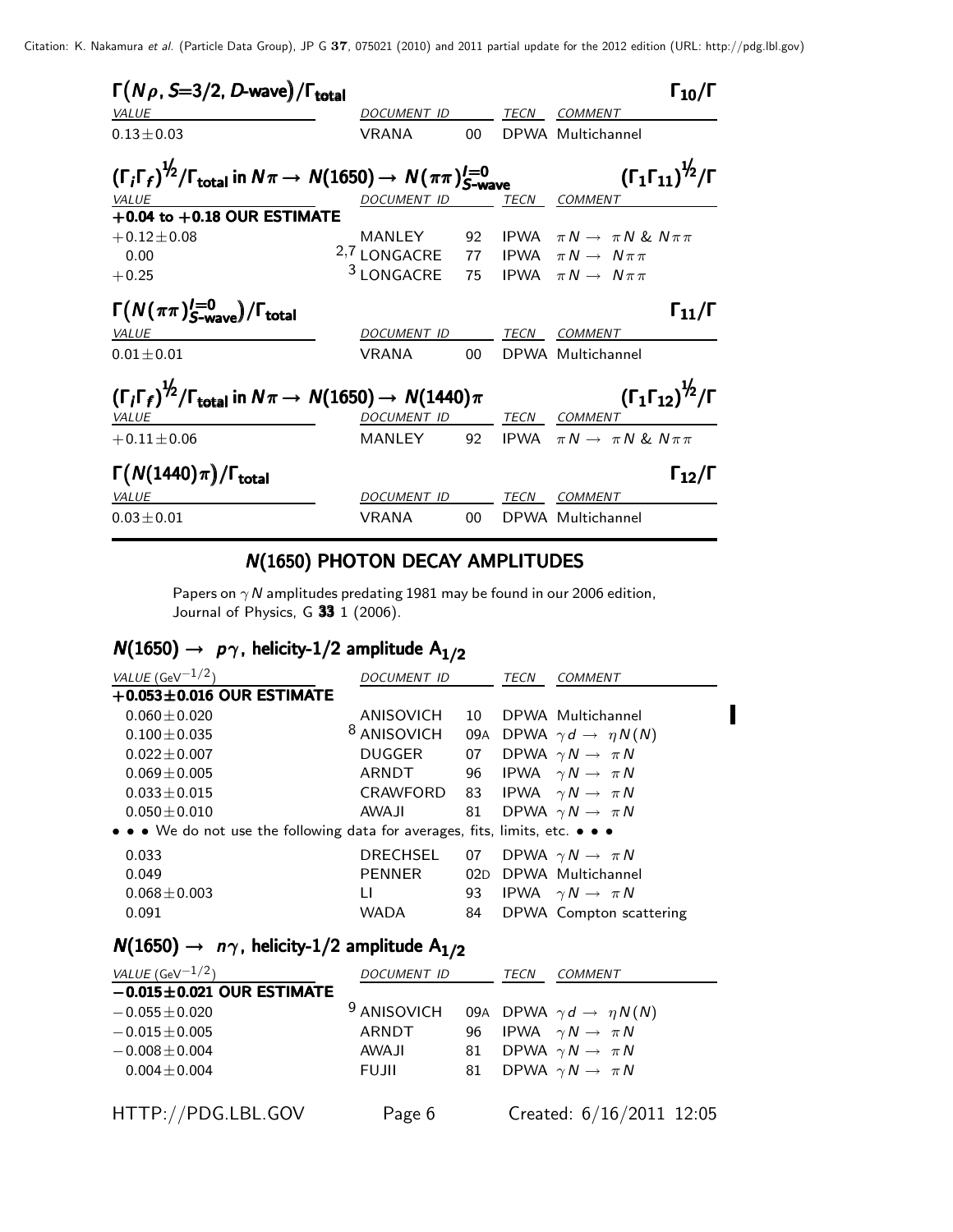## $\Gamma(N\rho, S{=}3/2, D\text{-wave})/\Gamma_{\text{total}}$ $\quad\Gamma_{10}/\Gamma$

| VALUE | DOCUMENT ID | | TECN | COMMENT |
|---|---|---|---|---|
| $0.13\pm0.03$ | VRANA | 00 | DPWA | Multichannel |

## $(\Gamma_i\Gamma_f)^{1/2}/\Gamma_{\text{total}}$ in $N\pi \rightarrow N(1650) \rightarrow N(\pi\pi)^{I=0}_{S\text{-wave}}$ $\quad(\Gamma_1\Gamma_{11})^{1/2}/\Gamma$

| VALUE | DOCUMENT ID | | TECN | COMMENT |
|---|---|---|---|---|
| **+0.04 to +0.18 OUR ESTIMATE** | | | | |
| $+0.12\pm0.08$ | MANLEY | 92 | IPWA | $\pi N \rightarrow \pi N$ & $N\pi\pi$ |
| $0.00$ | [2,7] LONGACRE | 77 | IPWA | $\pi N \rightarrow N\pi\pi$ |
| $+0.25$ | [3] LONGACRE | 75 | IPWA | $\pi N \rightarrow N\pi\pi$ |

## $\Gamma(N(\pi\pi)^{I=0}_{S\text{-wave}})/\Gamma_{\text{total}}$ $\quad\Gamma_{11}/\Gamma$

| VALUE | DOCUMENT ID | | TECN | COMMENT |
|---|---|---|---|---|
| $0.01\pm0.01$ | VRANA | 00 | DPWA | Multichannel |

## $(\Gamma_i\Gamma_f)^{1/2}/\Gamma_{\text{total}}$ in $N\pi \rightarrow N(1650) \rightarrow N(1440)\pi$ $\quad(\Gamma_1\Gamma_{12})^{1/2}/\Gamma$

| VALUE | DOCUMENT ID | | TECN | COMMENT |
|---|---|---|---|---|
| $+0.11\pm0.06$ | MANLEY | 92 | IPWA | $\pi N \rightarrow \pi N$ & $N\pi\pi$ |

## $\Gamma(N(1440)\pi)/\Gamma_{\text{total}}$ $\quad\Gamma_{12}/\Gamma$

| VALUE | DOCUMENT ID | | TECN | COMMENT |
|---|---|---|---|---|
| $0.03\pm0.01$ | VRANA | 00 | DPWA | Multichannel |

# $N(1650)$ PHOTON DECAY AMPLITUDES

Papers on $\gamma N$ amplitudes predating 1981 may be found in our 2006 edition, Journal of Physics, G **33** 1 (2006).

## $N(1650) \rightarrow p\gamma$, helicity-1/2 amplitude $A_{1/2}$

| VALUE ($\text{GeV}^{-1/2}$) | DOCUMENT ID | | TECN | COMMENT |
|---|---|---|---|---|
| **$+0.053\pm0.016$ OUR ESTIMATE** | | | | |
| $0.060\pm0.020$ | ANISOVICH | 10 | DPWA | Multichannel |
| $0.100\pm0.035$ | [8] ANISOVICH | 09A | DPWA | $\gamma d \rightarrow \eta N(N)$ |
| $0.022\pm0.007$ | DUGGER | 07 | DPWA | $\gamma N \rightarrow \pi N$ |
| $0.069\pm0.005$ | ARNDT | 96 | IPWA | $\gamma N \rightarrow \pi N$ |
| $0.033\pm0.015$ | CRAWFORD | 83 | IPWA | $\gamma N \rightarrow \pi N$ |
| $0.050\pm0.010$ | AWAJI | 81 | DPWA | $\gamma N \rightarrow \pi N$ |
| • • • We do not use the following data for averages, fits, limits, etc. • • • | | | | |
| $0.033$ | DRECHSEL | 07 | DPWA | $\gamma N \rightarrow \pi N$ |
| $0.049$ | PENNER | 02D | DPWA | Multichannel |
| $0.068\pm0.003$ | LI | 93 | IPWA | $\gamma N \rightarrow \pi N$ |
| $0.091$ | WADA | 84 | DPWA | Compton scattering |

## $N(1650) \rightarrow n\gamma$, helicity-1/2 amplitude $A_{1/2}$

| VALUE ($\text{GeV}^{-1/2}$) | DOCUMENT ID | | TECN | COMMENT |
|---|---|---|---|---|
| **$-0.015\pm0.021$ OUR ESTIMATE** | | | | |
| $-0.055\pm0.020$ | [9] ANISOVICH | 09A | DPWA | $\gamma d \rightarrow \eta N(N)$ |
| $-0.015\pm0.005$ | ARNDT | 96 | IPWA | $\gamma N \rightarrow \pi N$ |
| $-0.008\pm0.004$ | AWAJI | 81 | DPWA | $\gamma N \rightarrow \pi N$ |
| $0.004\pm0.004$ | FUJII | 81 | DPWA | $\gamma N \rightarrow \pi N$ |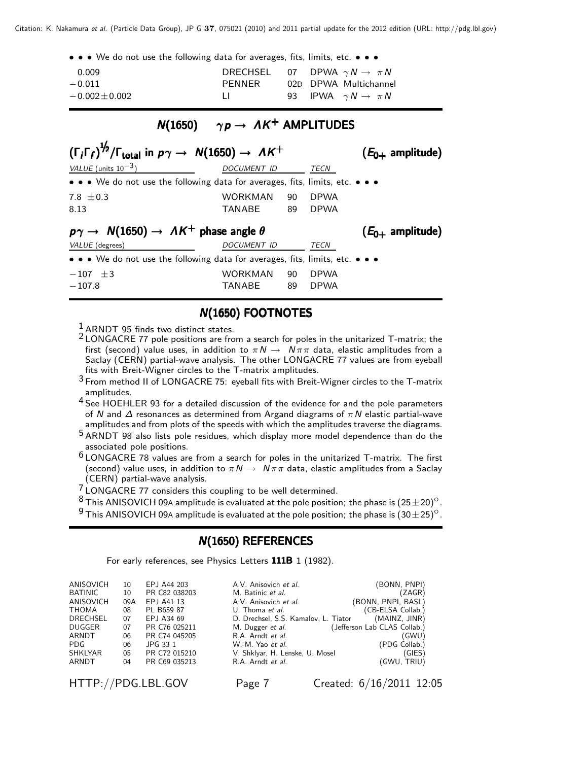• • • We do not use the following data for averages, fits, limits, etc. • • •

| | | | |
|---|---|---|---|
| 0.009 | DRECHSEL | 07 | DPWA $\gamma N \to \pi N$ |
| $-0.011$ | PENNER | 02D | DPWA Multichannel |
| $-0.002 \pm 0.002$ | LI | 93 | IPWA $\gamma N \to \pi N$ |

## $N(1650)$ $\gamma p \to \Lambda K^+$ AMPLITUDES

### $(\Gamma_i \Gamma_f)^{1/2}/\Gamma_{total}$ in $p\gamma \to N(1650) \to \Lambda K^+$ ($E_{0+}$ amplitude)

| VALUE (units $10^{-3}$) | DOCUMENT ID | | TECN |
|---|---|---|---|
| • • • We do not use the following data for averages, fits, limits, etc. • • • | | | |
| $7.8 \pm 0.3$ | WORKMAN | 90 | DPWA |
| 8.13 | TANABE | 89 | DPWA |

### $p\gamma \to N(1650) \to \Lambda K^+$ phase angle $\theta$ ($E_{0+}$ amplitude)

| VALUE (degrees) | DOCUMENT ID | | TECN |
|---|---|---|---|
| • • • We do not use the following data for averages, fits, limits, etc. • • • | | | |
| $-107 \pm 3$ | WORKMAN | 90 | DPWA |
| $-107.8$ | TANABE | 89 | DPWA |

## $N(1650)$ FOOTNOTES

[1] ARNDT 95 finds two distinct states.

[2] LONGACRE 77 pole positions are from a search for poles in the unitarized T-matrix; the first (second) value uses, in addition to $\pi N \to N\pi\pi$ data, elastic amplitudes from a Saclay (CERN) partial-wave analysis. The other LONGACRE 77 values are from eyeball fits with Breit-Wigner circles to the T-matrix amplitudes.

[3] From method II of LONGACRE 75: eyeball fits with Breit-Wigner circles to the T-matrix amplitudes.

[4] See HOEHLER 93 for a detailed discussion of the evidence for and the pole parameters of $N$ and $\Delta$ resonances as determined from Argand diagrams of $\pi N$ elastic partial-wave amplitudes and from plots of the speeds with which the amplitudes traverse the diagrams.

[5] ARNDT 98 also lists pole residues, which display more model dependence than do the associated pole positions.

[6] LONGACRE 78 values are from a search for poles in the unitarized T-matrix. The first (second) value uses, in addition to $\pi N \to N\pi\pi$ data, elastic amplitudes from a Saclay (CERN) partial-wave analysis.

[7] LONGACRE 77 considers this coupling to be well determined.

[8] This ANISOVICH 09A amplitude is evaluated at the pole position; the phase is $(25 \pm 20)^\circ$.

[9] This ANISOVICH 09A amplitude is evaluated at the pole position; the phase is $(30 \pm 25)^\circ$.

## $N(1650)$ REFERENCES

For early references, see Physics Letters **111B** 1 (1982).

| | | | | |
|---|---|---|---|---|
| ANISOVICH | 10 | EPJ A44 203 | A.V. Anisovich *et al.* | (BONN, PNPI) |
| BATINIC | 10 | PR C82 038203 | M. Batinic *et al.* | (ZAGR) |
| ANISOVICH | 09A | EPJ A41 13 | A.V. Anisovich *et al.* | (BONN, PNPI, BASL) |
| THOMA | 08 | PL B659 87 | U. Thoma *et al.* | (CB-ELSA Collab.) |
| DRECHSEL | 07 | EPJ A34 69 | D. Drechsel, S.S. Kamalov, L. Tiator | (MAINZ, JINR) |
| DUGGER | 07 | PR C76 025211 | M. Dugger *et al.* | (Jefferson Lab CLAS Collab.) |
| ARNDT | 06 | PR C74 045205 | R.A. Arndt *et al.* | (GWU) |
| PDG | 06 | JPG 33 1 | W.-M. Yao *et al.* | (PDG Collab.) |
| SHKLYAR | 05 | PR C72 015210 | V. Shklyar, H. Lenske, U. Mosel | (GIES) |
| ARNDT | 04 | PR C69 035213 | R.A. Arndt *et al.* | (GWU, TRIU) |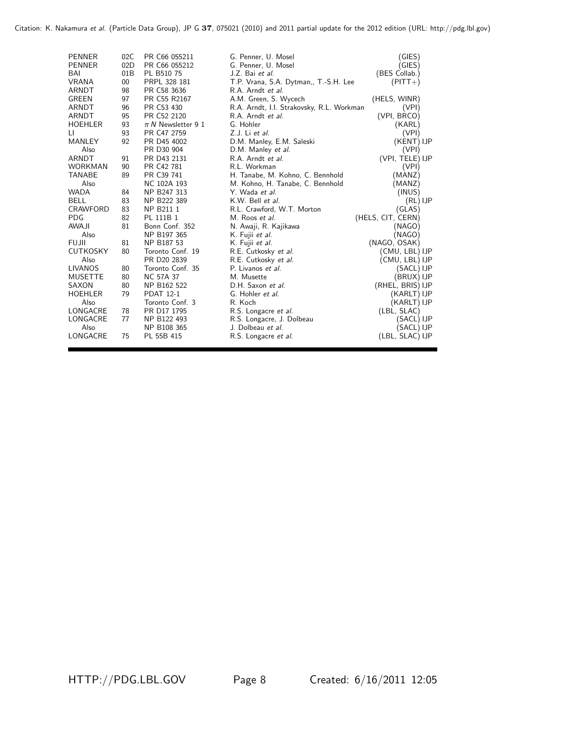| | | | | |
|---|---|---|---|---|
| PENNER | 02C | PR C66 055211 | G. Penner, U. Mosel | (GIES) |
| PENNER | 02D | PR C66 055212 | G. Penner, U. Mosel | (GIES) |
| BAI | 01B | PL B510 75 | J.Z. Bai *et al.* | (BES Collab.) |
| VRANA | 00 | PRPL 328 181 | T.P. Vrana, S.A. Dytman,, T.-S.H. Lee | (PITT+) |
| ARNDT | 98 | PR C58 3636 | R.A. Arndt *et al.* | |
| GREEN | 97 | PR C55 R2167 | A.M. Green, S. Wycech | (HELS, WINR) |
| ARNDT | 96 | PR C53 430 | R.A. Arndt, I.I. Strakovsky, R.L. Workman | (VPI) |
| ARNDT | 95 | PR C52 2120 | R.A. Arndt *et al.* | (VPI, BRCO) |
| HOEHLER | 93 | $\pi N$ Newsletter 9 1 | G. Hohler | (KARL) |
| LI | 93 | PR C47 2759 | Z.J. Li *et al.* | (VPI) |
| MANLEY | 92 | PR D45 4002 | D.M. Manley, E.M. Saleski | (KENT) IJP |
| Also | | PR D30 904 | D.M. Manley *et al.* | (VPI) |
| ARNDT | 91 | PR D43 2131 | R.A. Arndt *et al.* | (VPI, TELE) IJP |
| WORKMAN | 90 | PR C42 781 | R.L. Workman | (VPI) |
| TANABE | 89 | PR C39 741 | H. Tanabe, M. Kohno, C. Bennhold | (MANZ) |
| Also | | NC 102A 193 | M. Kohno, H. Tanabe, C. Bennhold | (MANZ) |
| WADA | 84 | NP B247 313 | Y. Wada *et al.* | (INUS) |
| BELL | 83 | NP B222 389 | K.W. Bell *et al.* | (RL) IJP |
| CRAWFORD | 83 | NP B211 1 | R.L. Crawford, W.T. Morton | (GLAS) |
| PDG | 82 | PL 111B 1 | M. Roos *et al.* | (HELS, CIT, CERN) |
| AWAJI | 81 | Bonn Conf. 352 | N. Awaji, R. Kajikawa | (NAGO) |
| Also | | NP B197 365 | K. Fujii *et al.* | (NAGO) |
| FUJII | 81 | NP B187 53 | K. Fujii *et al.* | (NAGO, OSAK) |
| CUTKOSKY | 80 | Toronto Conf. 19 | R.E. Cutkosky *et al.* | (CMU, LBL) IJP |
| Also | | PR D20 2839 | R.E. Cutkosky *et al.* | (CMU, LBL) IJP |
| LIVANOS | 80 | Toronto Conf. 35 | P. Livanos *et al.* | (SACL) IJP |
| MUSETTE | 80 | NC 57A 37 | M. Musette | (BRUX) IJP |
| SAXON | 80 | NP B162 522 | D.H. Saxon *et al.* | (RHEL, BRIS) IJP |
| HOEHLER | 79 | PDAT 12-1 | G. Hohler *et al.* | (KARLT) IJP |
| Also | | Toronto Conf. 3 | R. Koch | (KARLT) IJP |
| LONGACRE | 78 | PR D17 1795 | R.S. Longacre *et al.* | (LBL, SLAC) |
| LONGACRE | 77 | NP B122 493 | R.S. Longacre, J. Dolbeau | (SACL) IJP |
| Also | | NP B108 365 | J. Dolbeau *et al.* | (SACL) IJP |
| LONGACRE | 75 | PL 55B 415 | R.S. Longacre *et al.* | (LBL, SLAC) IJP |